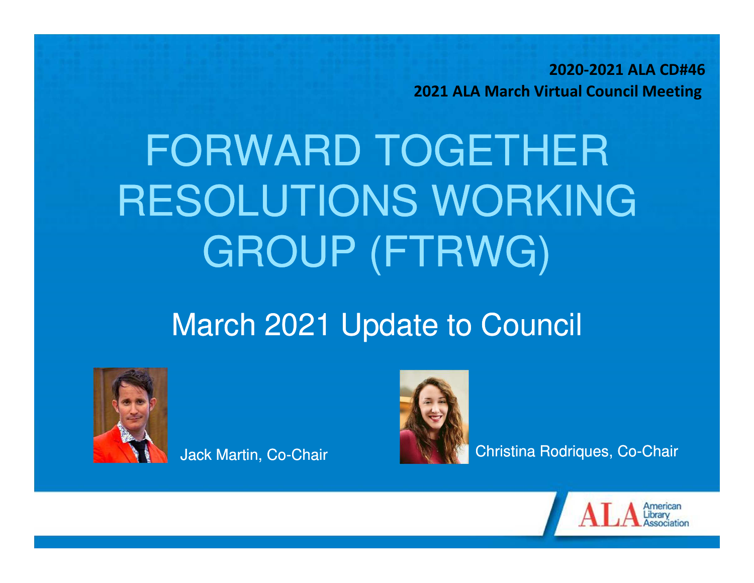**2020-2021 ALA CD#46**
**2021 ALA March Virtual Council Meeting**

# FORWARD TOGETHER RESOLUTIONS WORKING GROUP (FTRWG)

## March 2021 Update to Council

Jack Martin, Co-Chair

Christina Rodriques, Co-Chair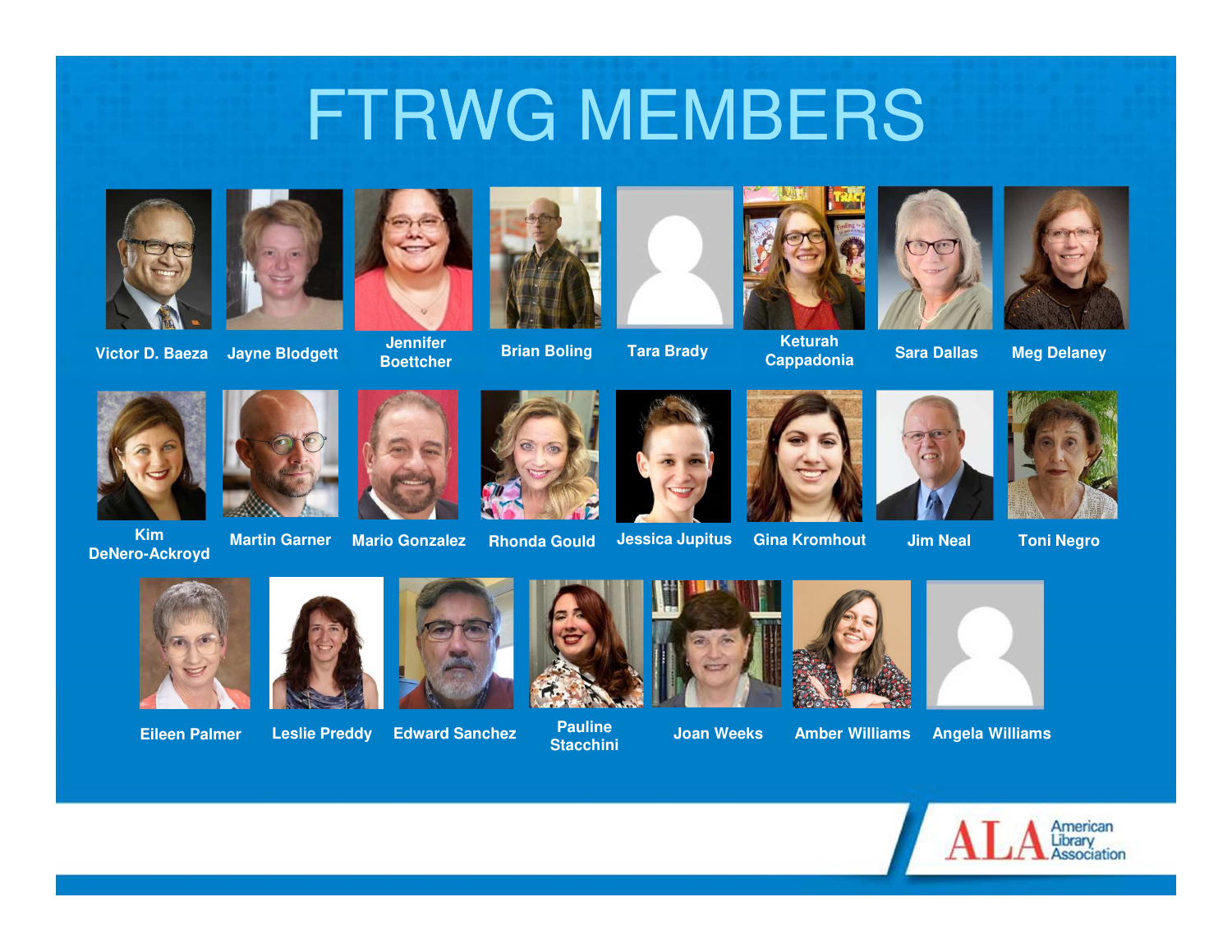# FTRWG MEMBERS

Victor D. Baeza

Jayne Blodgett

Jennifer Boettcher

Brian Boling

Tara Brady

Keturah Cappadonia

Sara Dallas

Meg Delaney

Kim DeNero-Ackroyd

Martin Garner

Mario Gonzalez

Rhonda Gould

Jessica Jupitus

Gina Kromhout

Jim Neal

Toni Negro

Eileen Palmer

Leslie Preddy

Edward Sanchez

Pauline Stacchini

Joan Weeks

Amber Williams

Angela Williams

ALA American Library Association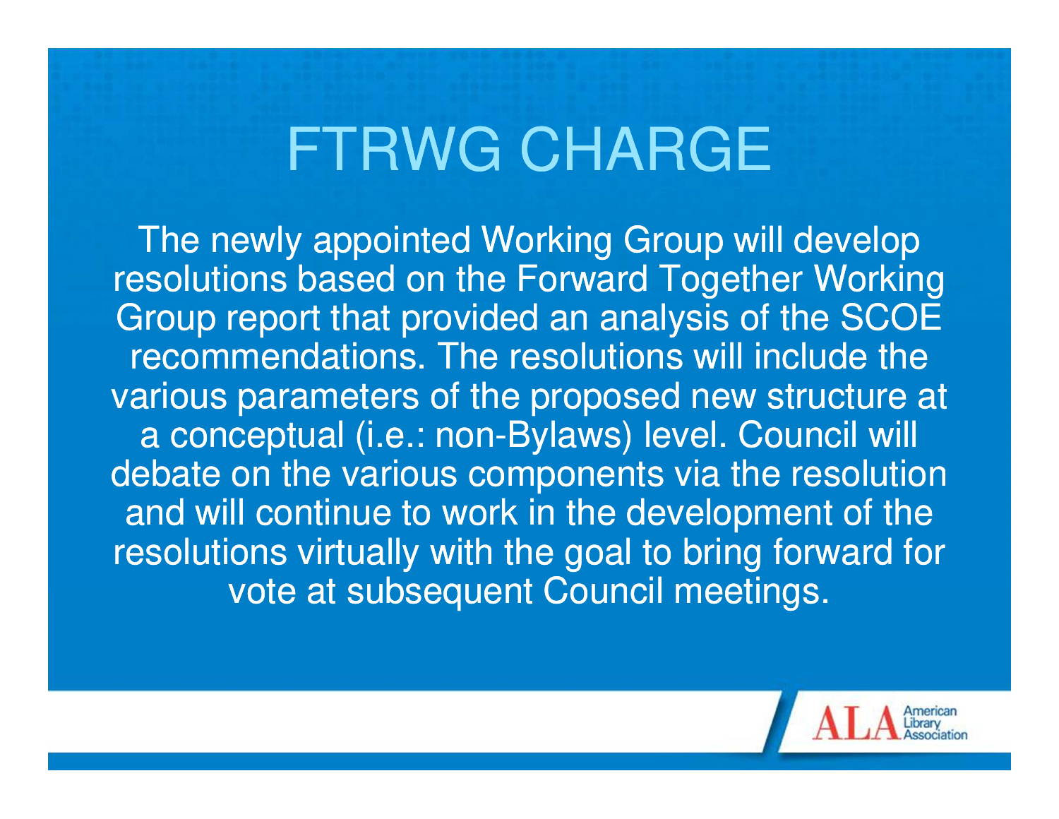# FTRWG CHARGE

The newly appointed Working Group will develop resolutions based on the Forward Together Working Group report that provided an analysis of the SCOE recommendations. The resolutions will include the various parameters of the proposed new structure at a conceptual (i.e.: non-Bylaws) level. Council will debate on the various components via the resolution and will continue to work in the development of the resolutions virtually with the goal to bring forward for vote at subsequent Council meetings.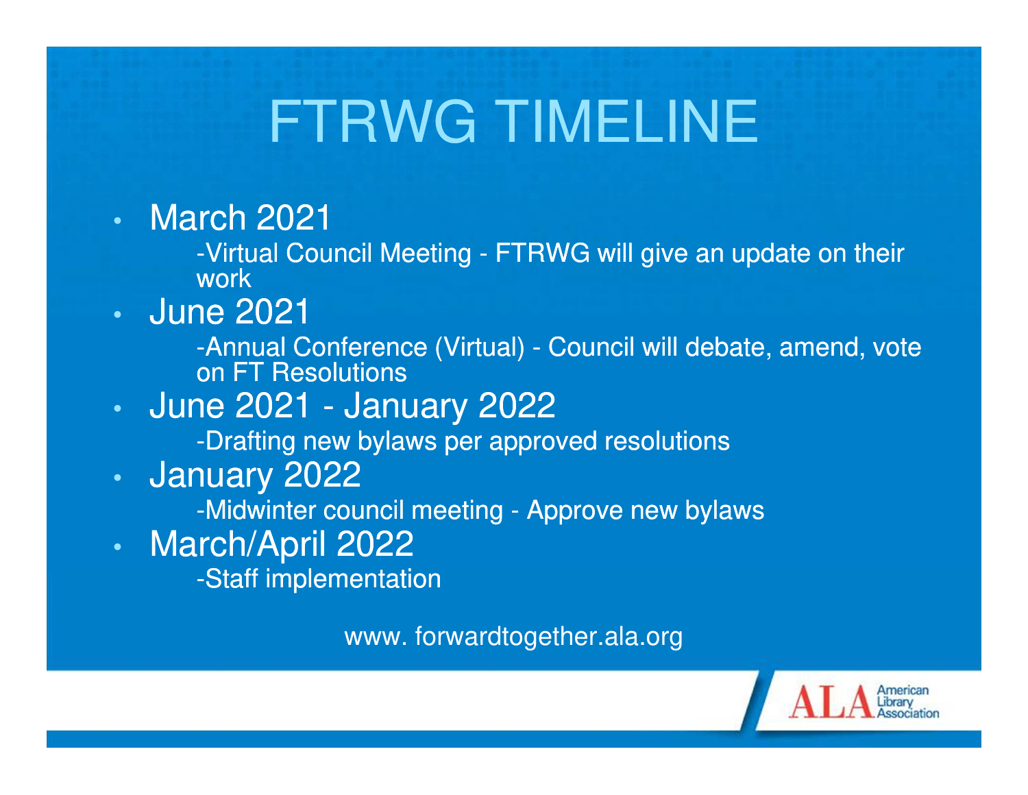# FTRWG TIMELINE

- March 2021
  - -Virtual Council Meeting - FTRWG will give an update on their work
- June 2021
  - -Annual Conference (Virtual) - Council will debate, amend, vote on FT Resolutions
- June 2021 - January 2022
  - -Drafting new bylaws per approved resolutions
- January 2022
  - -Midwinter council meeting - Approve new bylaws
- March/April 2022
  - -Staff implementation

www. forwardtogether.ala.org

ALA American Library Association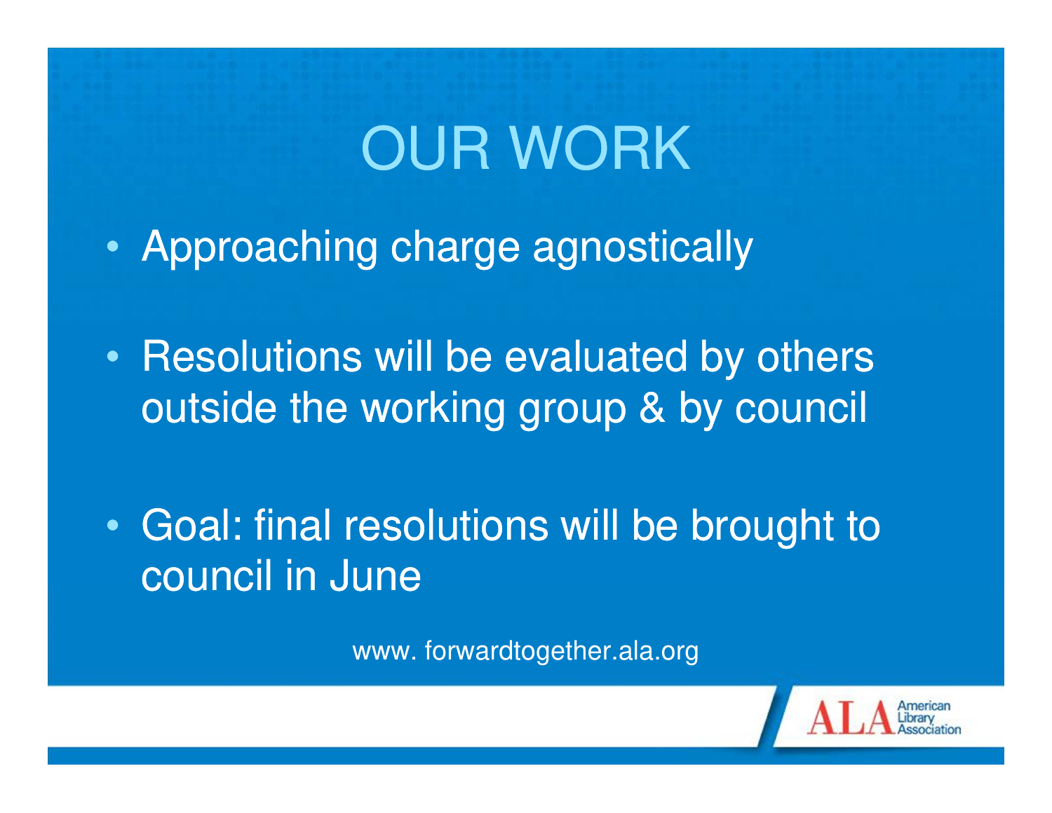# OUR WORK

- Approaching charge agnostically
- Resolutions will be evaluated by others outside the working group & by council
- Goal: final resolutions will be brought to council in June

www. forwardtogether.ala.org

ALA American Library Association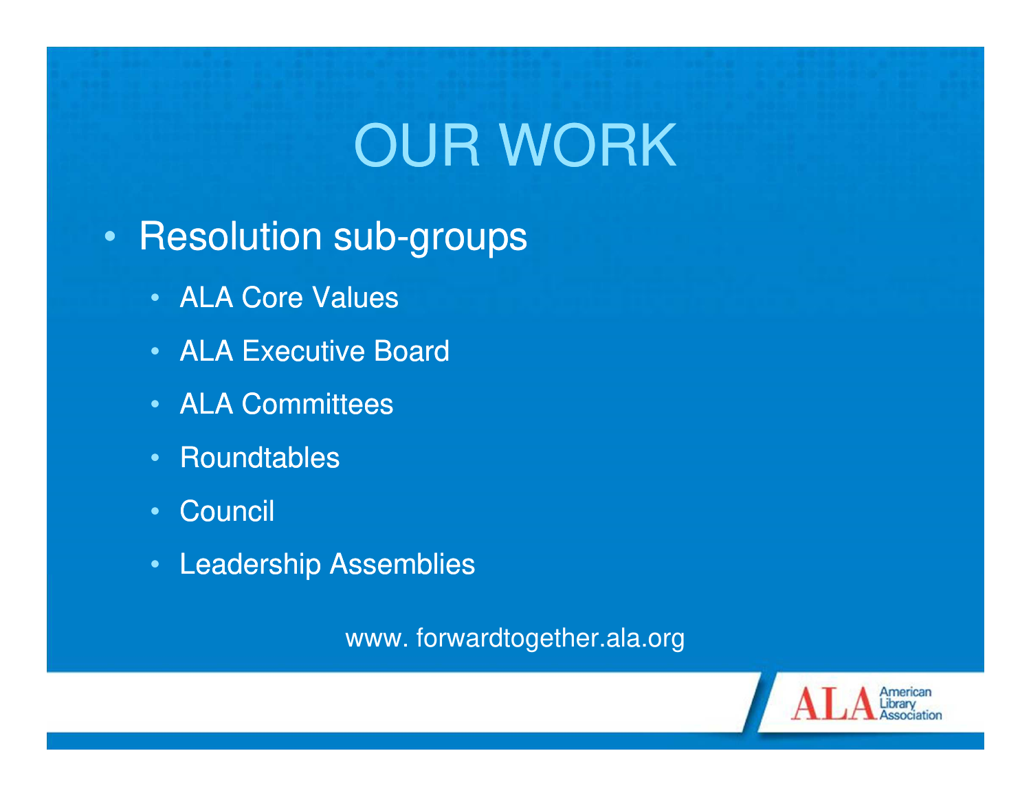# OUR WORK

- Resolution sub-groups
  - ALA Core Values
  - ALA Executive Board
  - ALA Committees
  - Roundtables
  - Council
  - Leadership Assemblies

www. forwardtogether.ala.org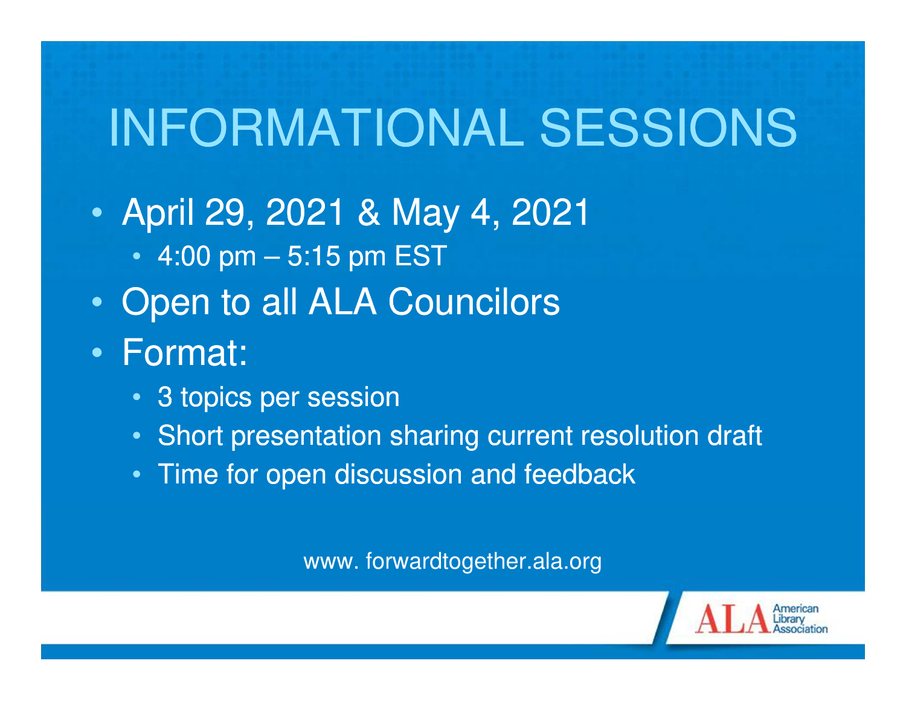# INFORMATIONAL SESSIONS

- April 29, 2021 & May 4, 2021
  - 4:00 pm – 5:15 pm EST
- Open to all ALA Councilors
- Format:
  - 3 topics per session
  - Short presentation sharing current resolution draft
  - Time for open discussion and feedback

www. forwardtogether.ala.org

ALA American Library Association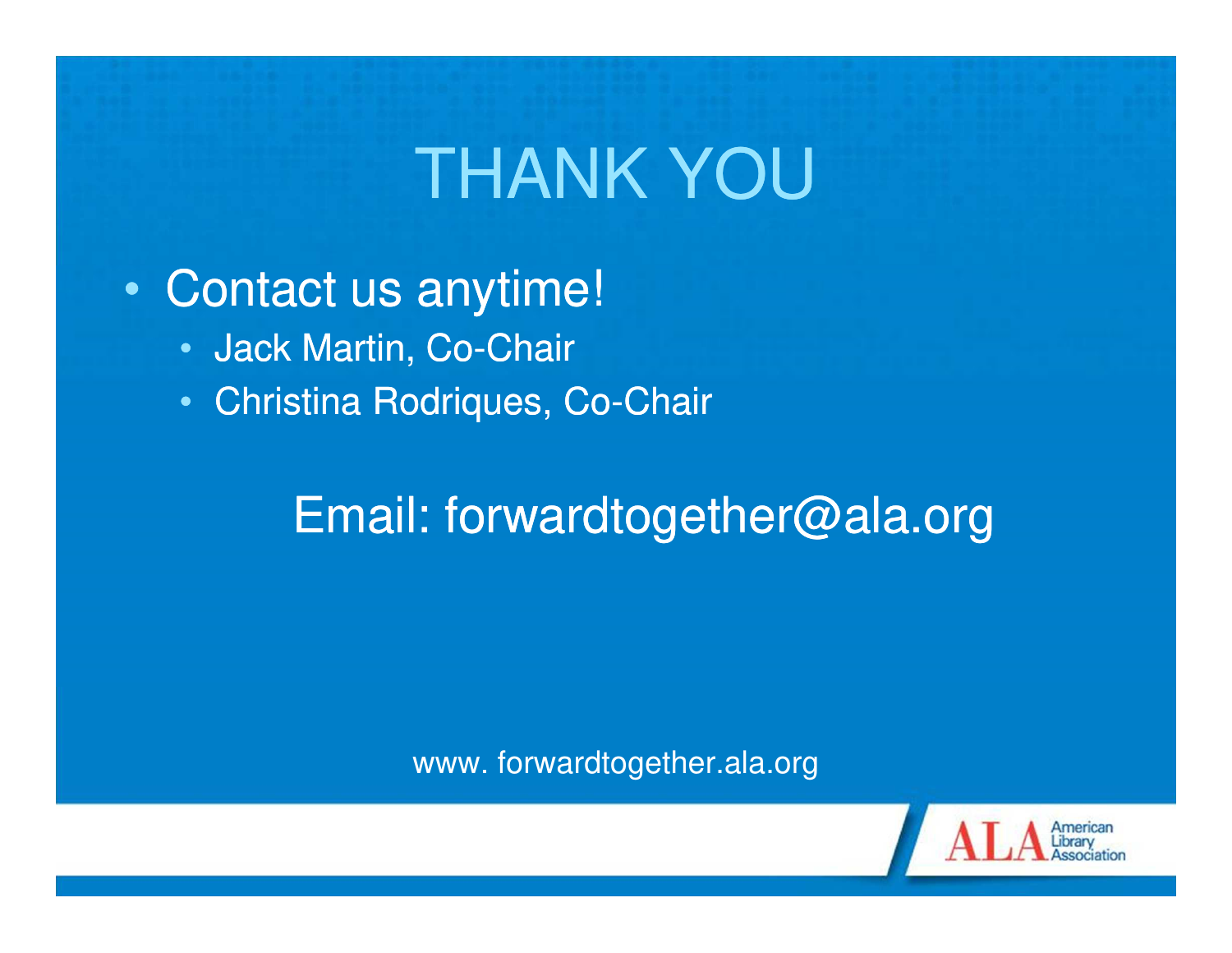# THANK YOU

- Contact us anytime!
  - Jack Martin, Co-Chair
  - Christina Rodriques, Co-Chair

Email: forwardtogether@ala.org

www. forwardtogether.ala.org

ALA American Library Association